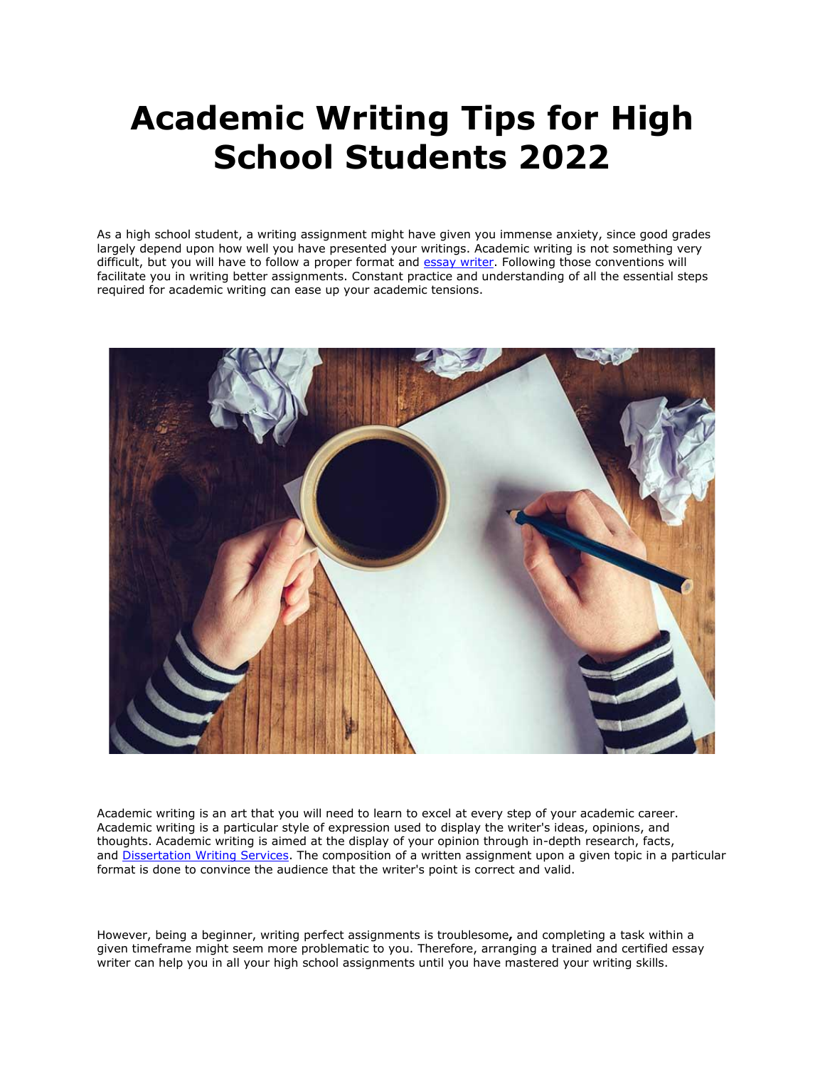# Academic Writing Tips for High School Students 2022

As a high school student, a writing assignment might have given you immense anxiety, since good grades largely depend upon how well you have presented your writings. Academic writing is not something very difficult, but you will have to follow a proper format and [essay writer](). Following those conventions will facilitate you in writing better assignments. Constant practice and understanding of all the essential steps required for academic writing can ease up your academic tensions.

Academic writing is an art that you will need to learn to excel at every step of your academic career. Academic writing is a particular style of expression used to display the writer's ideas, opinions, and thoughts. Academic writing is aimed at the display of your opinion through in-depth research, facts, and [Dissertation Writing Services](). The composition of a written assignment upon a given topic in a particular format is done to convince the audience that the writer's point is correct and valid.

However, being a beginner, writing perfect assignments is troublesome**,** and completing a task within a given timeframe might seem more problematic to you. Therefore, arranging a trained and certified essay writer can help you in all your high school assignments until you have mastered your writing skills.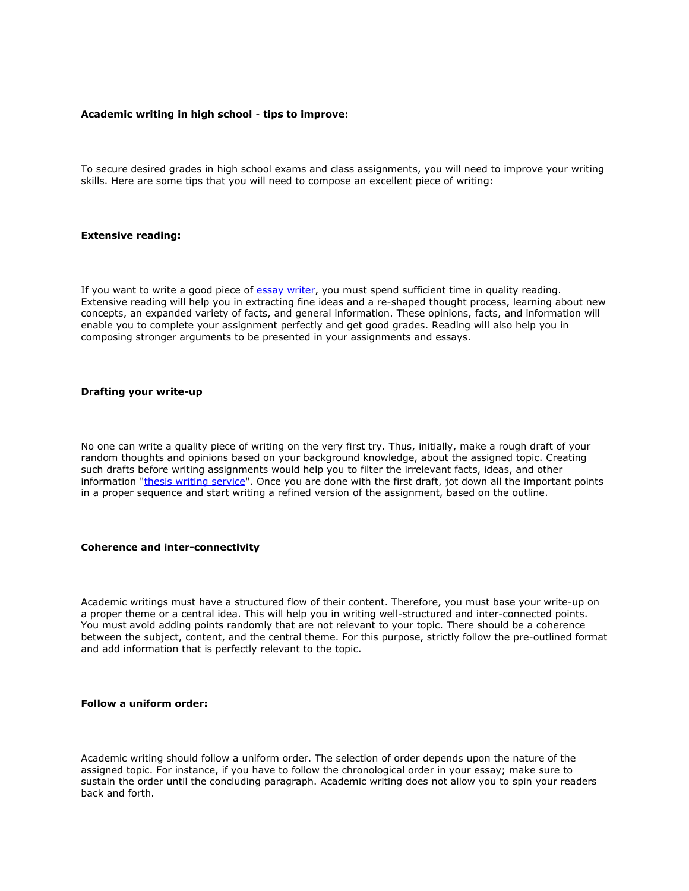**Academic writing in high school - tips to improve:**

To secure desired grades in high school exams and class assignments, you will need to improve your writing skills. Here are some tips that you will need to compose an excellent piece of writing:

**Extensive reading:**

If you want to write a good piece of essay writer, you must spend sufficient time in quality reading. Extensive reading will help you in extracting fine ideas and a re-shaped thought process, learning about new concepts, an expanded variety of facts, and general information. These opinions, facts, and information will enable you to complete your assignment perfectly and get good grades. Reading will also help you in composing stronger arguments to be presented in your assignments and essays.

**Drafting your write-up**

No one can write a quality piece of writing on the very first try. Thus, initially, make a rough draft of your random thoughts and opinions based on your background knowledge, about the assigned topic. Creating such drafts before writing assignments would help you to filter the irrelevant facts, ideas, and other information "thesis writing service". Once you are done with the first draft, jot down all the important points in a proper sequence and start writing a refined version of the assignment, based on the outline.

**Coherence and inter-connectivity**

Academic writings must have a structured flow of their content. Therefore, you must base your write-up on a proper theme or a central idea. This will help you in writing well-structured and inter-connected points. You must avoid adding points randomly that are not relevant to your topic. There should be a coherence between the subject, content, and the central theme. For this purpose, strictly follow the pre-outlined format and add information that is perfectly relevant to the topic.

**Follow a uniform order:**

Academic writing should follow a uniform order. The selection of order depends upon the nature of the assigned topic. For instance, if you have to follow the chronological order in your essay; make sure to sustain the order until the concluding paragraph. Academic writing does not allow you to spin your readers back and forth.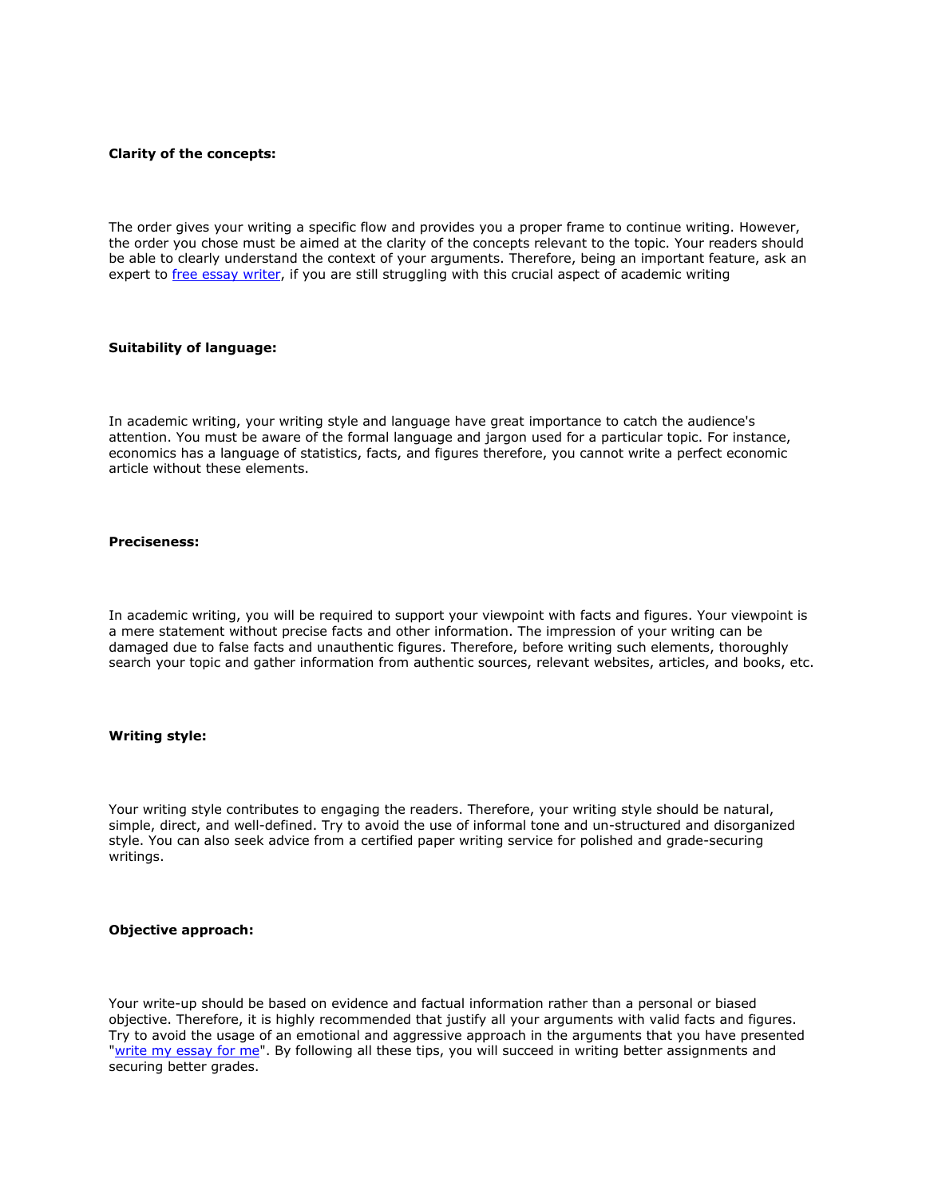**Clarity of the concepts:**

The order gives your writing a specific flow and provides you a proper frame to continue writing. However, the order you chose must be aimed at the clarity of the concepts relevant to the topic. Your readers should be able to clearly understand the context of your arguments. Therefore, being an important feature, ask an expert to [free essay writer](), if you are still struggling with this crucial aspect of academic writing

**Suitability of language:**

In academic writing, your writing style and language have great importance to catch the audience's attention. You must be aware of the formal language and jargon used for a particular topic. For instance, economics has a language of statistics, facts, and figures therefore, you cannot write a perfect economic article without these elements.

**Preciseness:**

In academic writing, you will be required to support your viewpoint with facts and figures. Your viewpoint is a mere statement without precise facts and other information. The impression of your writing can be damaged due to false facts and unauthentic figures. Therefore, before writing such elements, thoroughly search your topic and gather information from authentic sources, relevant websites, articles, and books, etc.

**Writing style:**

Your writing style contributes to engaging the readers. Therefore, your writing style should be natural, simple, direct, and well-defined. Try to avoid the use of informal tone and un-structured and disorganized style. You can also seek advice from a certified paper writing service for polished and grade-securing writings.

**Objective approach:**

Your write-up should be based on evidence and factual information rather than a personal or biased objective. Therefore, it is highly recommended that justify all your arguments with valid facts and figures. Try to avoid the usage of an emotional and aggressive approach in the arguments that you have presented "[write my essay for me]()". By following all these tips, you will succeed in writing better assignments and securing better grades.